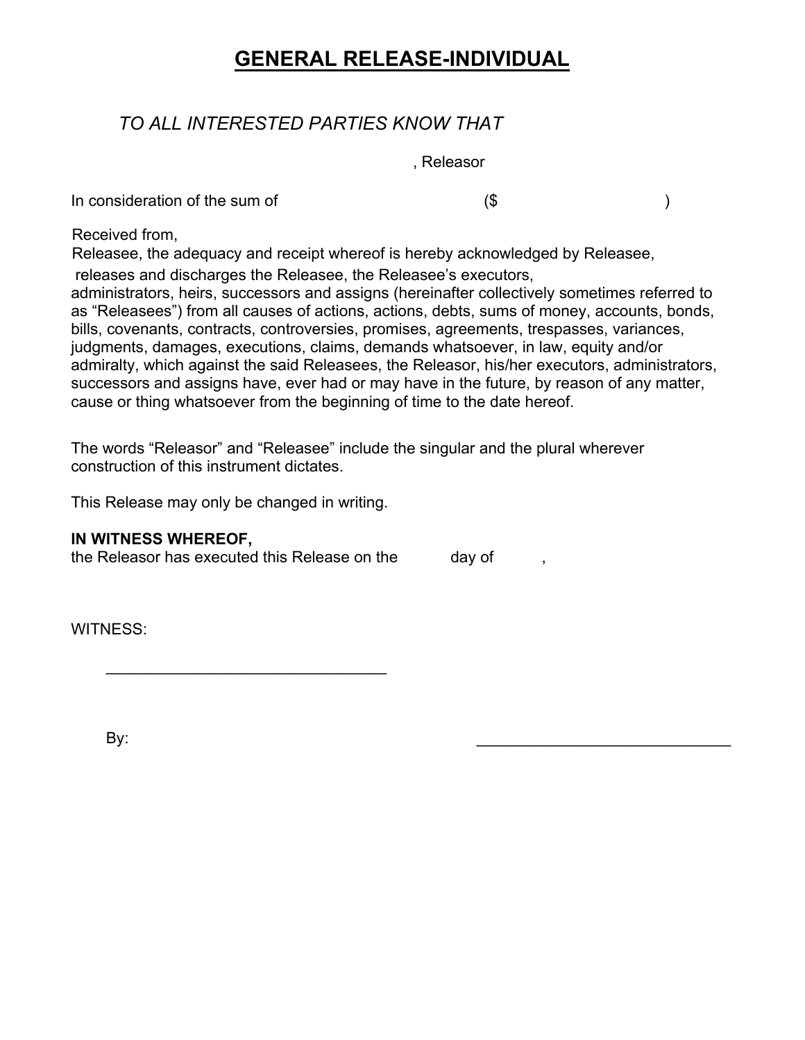# GENERAL RELEASE-INDIVIDUAL

*TO ALL INTERESTED PARTIES KNOW THAT*

, Releasor

In consideration of the sum of ($ )

Received from,
Releasee, the adequacy and receipt whereof is hereby acknowledged by Releasee,
releases and discharges the Releasee, the Releasee's executors, administrators, heirs, successors and assigns (hereinafter collectively sometimes referred to as "Releasees") from all causes of actions, actions, debts, sums of money, accounts, bonds, bills, covenants, contracts, controversies, promises, agreements, trespasses, variances, judgments, damages, executions, claims, demands whatsoever, in law, equity and/or admiralty, which against the said Releasees, the Releasor, his/her executors, administrators, successors and assigns have, ever had or may have in the future, by reason of any matter, cause or thing whatsoever from the beginning of time to the date hereof.

The words "Releasor" and "Releasee" include the singular and the plural wherever construction of this instrument dictates.

This Release may only be changed in writing.

**IN WITNESS WHEREOF,**
the Releasor has executed this Release on the day of ,

WITNESS:

________________________________

By: ______________________________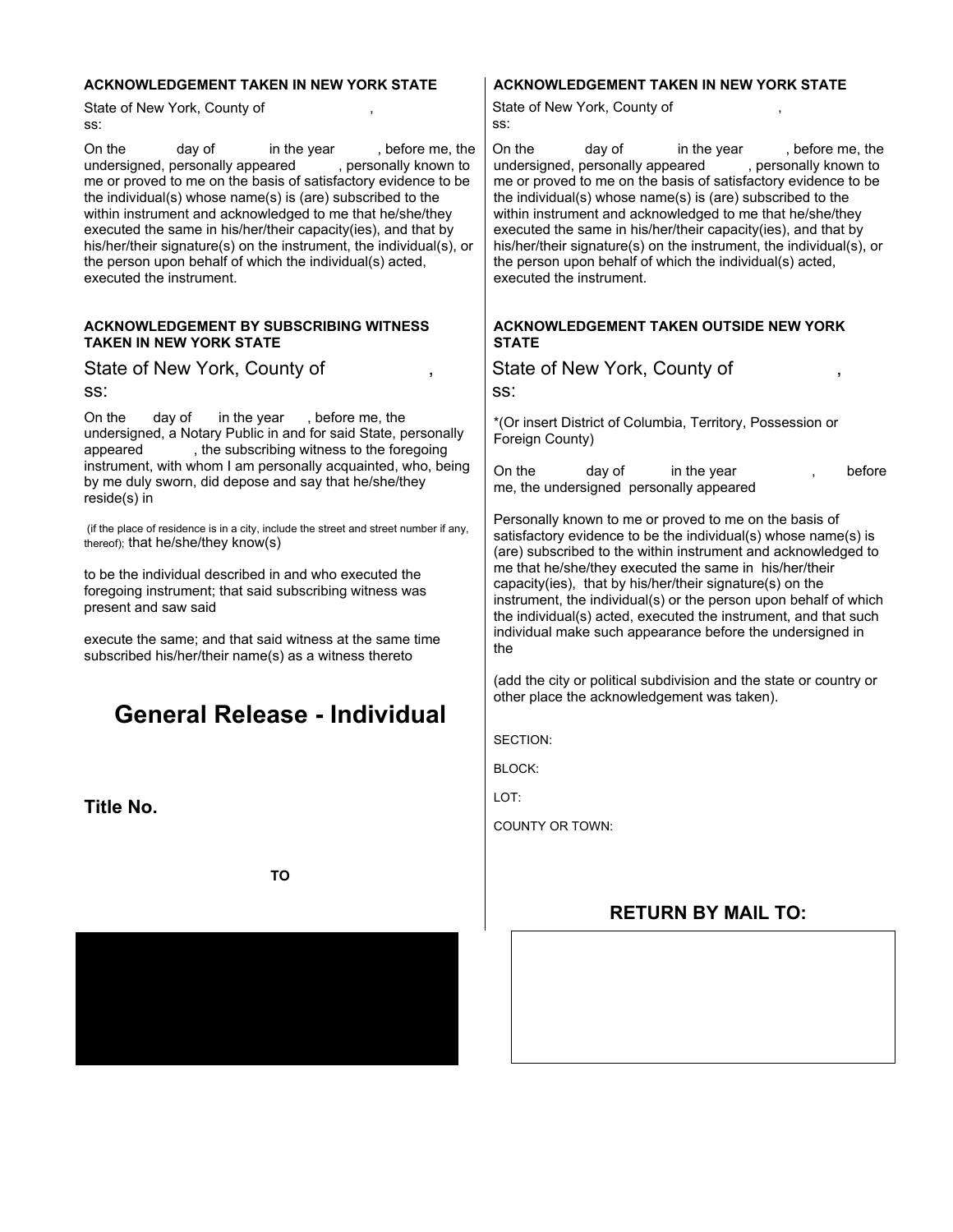**ACKNOWLEDGEMENT TAKEN IN NEW YORK STATE**

State of New York, County of ,
ss:

On the day of in the year , before me, the undersigned, personally appeared , personally known to me or proved to me on the basis of satisfactory evidence to be the individual(s) whose name(s) is (are) subscribed to the within instrument and acknowledged to me that he/she/they executed the same in his/her/their capacity(ies), and that by his/her/their signature(s) on the instrument, the individual(s), or the person upon behalf of which the individual(s) acted, executed the instrument.

**ACKNOWLEDGEMENT BY SUBSCRIBING WITNESS TAKEN IN NEW YORK STATE**

State of New York, County of ,
ss:

On the day of in the year , before me, the undersigned, a Notary Public in and for said State, personally appeared , the subscribing witness to the foregoing instrument, with whom I am personally acquainted, who, being by me duly sworn, did depose and say that he/she/they reside(s) in

(if the place of residence is in a city, include the street and street number if any, thereof); that he/she/they know(s)

to be the individual described in and who executed the foregoing instrument; that said subscribing witness was present and saw said

execute the same; and that said witness at the same time subscribed his/her/their name(s) as a witness thereto

# General Release - Individual

**Title No.**

**TO**

**ACKNOWLEDGEMENT TAKEN IN NEW YORK STATE**

State of New York, County of ,
ss:

On the day of in the year , before me, the undersigned, personally appeared , personally known to me or proved to me on the basis of satisfactory evidence to be the individual(s) whose name(s) is (are) subscribed to the within instrument and acknowledged to me that he/she/they executed the same in his/her/their capacity(ies), and that by his/her/their signature(s) on the instrument, the individual(s), or the person upon behalf of which the individual(s) acted, executed the instrument.

**ACKNOWLEDGEMENT TAKEN OUTSIDE NEW YORK STATE**

State of New York, County of ,
ss:

*(Or insert District of Columbia, Territory, Possession or Foreign County)

On the day of in the year , before me, the undersigned personally appeared

Personally known to me or proved to me on the basis of satisfactory evidence to be the individual(s) whose name(s) is (are) subscribed to the within instrument and acknowledged to me that he/she/they executed the same in his/her/their capacity(ies), that by his/her/their signature(s) on the instrument, the individual(s) or the person upon behalf of which the individual(s) acted, executed the instrument, and that such individual make such appearance before the undersigned in the

(add the city or political subdivision and the state or country or other place the acknowledgement was taken).

SECTION:

BLOCK:

LOT:

COUNTY OR TOWN:

**RETURN BY MAIL TO:**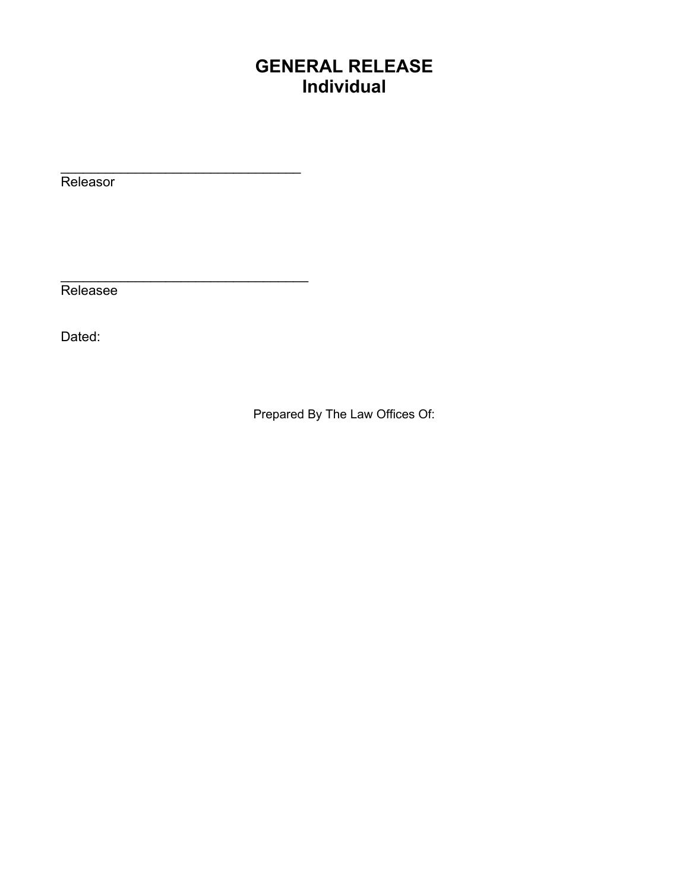# GENERAL RELEASE
## Individual

________________________________
Releasor

_________________________________
Releasee

Dated:

Prepared By The Law Offices Of: